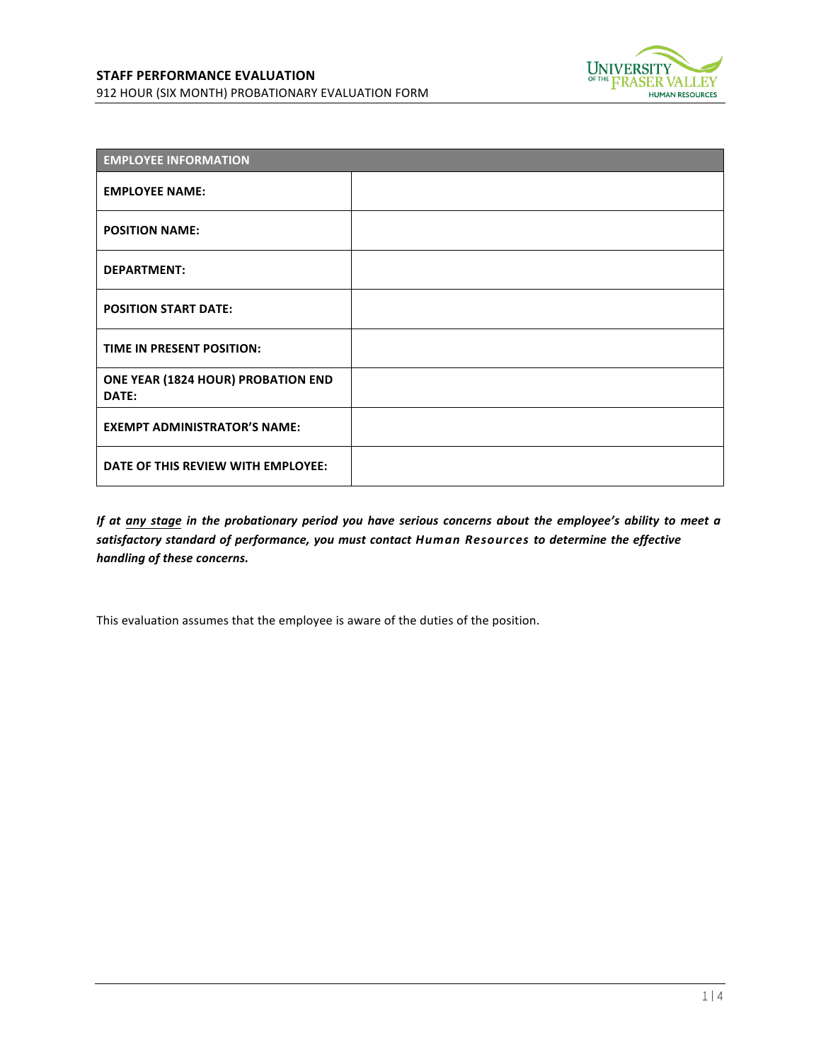**STAFF PERFORMANCE EVALUATION**
912 HOUR (SIX MONTH) PROBATIONARY EVALUATION FORM

| EMPLOYEE INFORMATION | |
| --- | --- |
| **EMPLOYEE NAME:** | |
| **POSITION NAME:** | |
| **DEPARTMENT:** | |
| **POSITION START DATE:** | |
| **TIME IN PRESENT POSITION:** | |
| **ONE YEAR (1824 HOUR) PROBATION END DATE:** | |
| **EXEMPT ADMINISTRATOR'S NAME:** | |
| **DATE OF THIS REVIEW WITH EMPLOYEE:** | |

***If at any stage in the probationary period you have serious concerns about the employee's ability to meet a satisfactory standard of performance, you must contact Human Resources to determine the effective handling of these concerns.***

This evaluation assumes that the employee is aware of the duties of the position.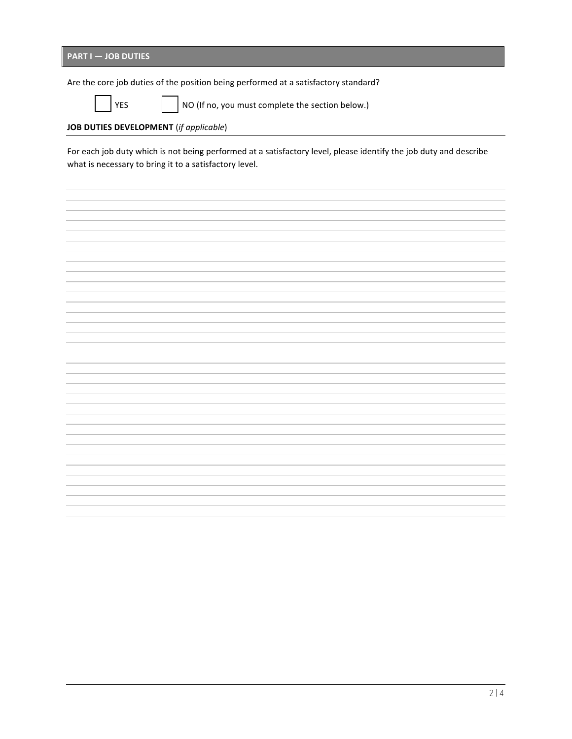## PART I — JOB DUTIES

Are the core job duties of the position being performed at a satisfactory standard?

☐ YES ☐ NO (If no, you must complete the section below.)

**JOB DUTIES DEVELOPMENT** (*if applicable*)

For each job duty which is not being performed at a satisfactory level, please identify the job duty and describe what is necessary to bring it to a satisfactory level.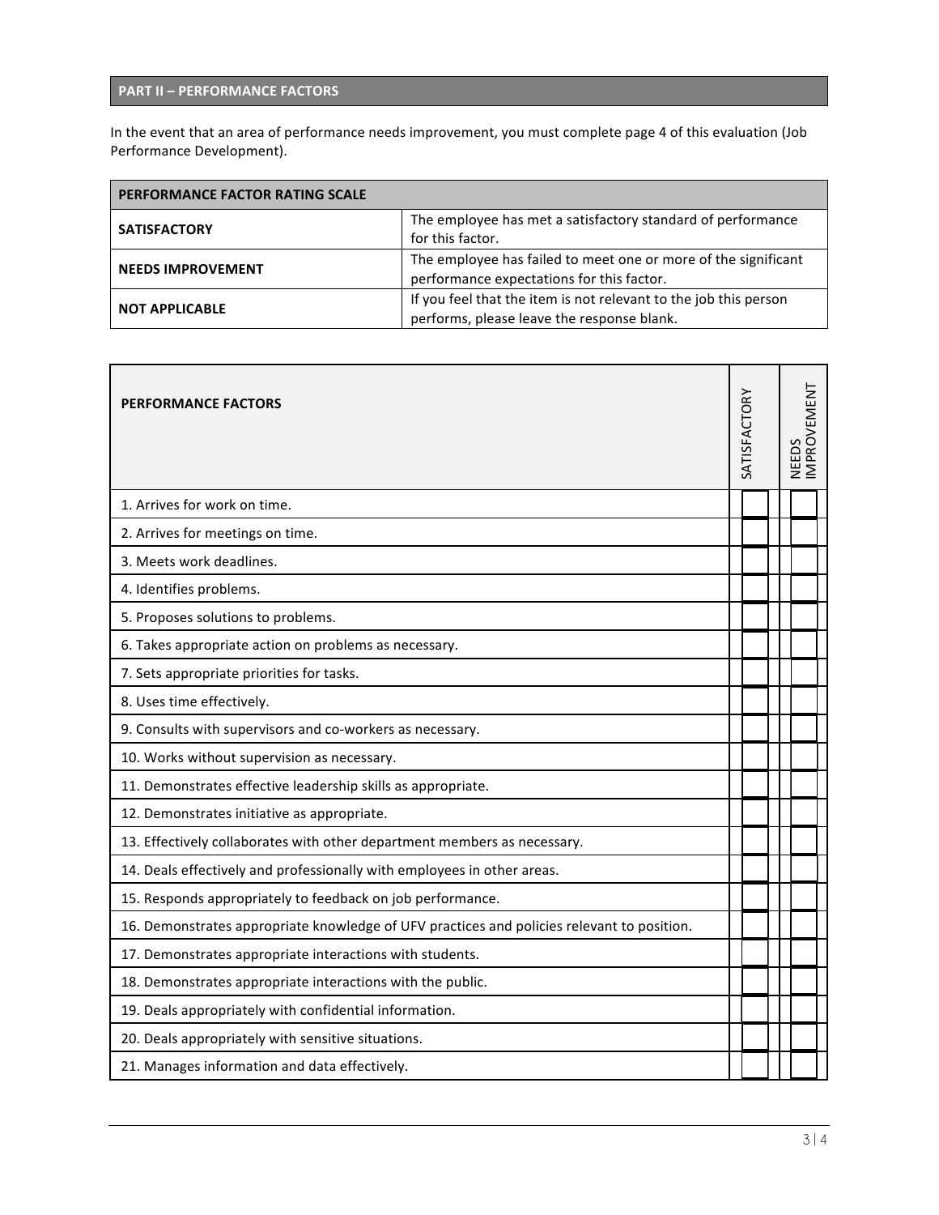## PART II – PERFORMANCE FACTORS

In the event that an area of performance needs improvement, you must complete page 4 of this evaluation (Job Performance Development).

| PERFORMANCE FACTOR RATING SCALE | |
|---|---|
| **SATISFACTORY** | The employee has met a satisfactory standard of performance for this factor. |
| **NEEDS IMPROVEMENT** | The employee has failed to meet one or more of the significant performance expectations for this factor. |
| **NOT APPLICABLE** | If you feel that the item is not relevant to the job this person performs, please leave the response blank. |

| PERFORMANCE FACTORS | SATISFACTORY | NEEDS IMPROVEMENT |
|---|---|---|
| 1. Arrives for work on time. | ☐ | ☐ |
| 2. Arrives for meetings on time. | ☐ | ☐ |
| 3. Meets work deadlines. | ☐ | ☐ |
| 4. Identifies problems. | ☐ | ☐ |
| 5. Proposes solutions to problems. | ☐ | ☐ |
| 6. Takes appropriate action on problems as necessary. | ☐ | ☐ |
| 7. Sets appropriate priorities for tasks. | ☐ | ☐ |
| 8. Uses time effectively. | ☐ | ☐ |
| 9. Consults with supervisors and co-workers as necessary. | ☐ | ☐ |
| 10. Works without supervision as necessary. | ☐ | ☐ |
| 11. Demonstrates effective leadership skills as appropriate. | ☐ | ☐ |
| 12. Demonstrates initiative as appropriate. | ☐ | ☐ |
| 13. Effectively collaborates with other department members as necessary. | ☐ | ☐ |
| 14. Deals effectively and professionally with employees in other areas. | ☐ | ☐ |
| 15. Responds appropriately to feedback on job performance. | ☐ | ☐ |
| 16. Demonstrates appropriate knowledge of UFV practices and policies relevant to position. | ☐ | ☐ |
| 17. Demonstrates appropriate interactions with students. | ☐ | ☐ |
| 18. Demonstrates appropriate interactions with the public. | ☐ | ☐ |
| 19. Deals appropriately with confidential information. | ☐ | ☐ |
| 20. Deals appropriately with sensitive situations. | ☐ | ☐ |
| 21. Manages information and data effectively. | ☐ | ☐ |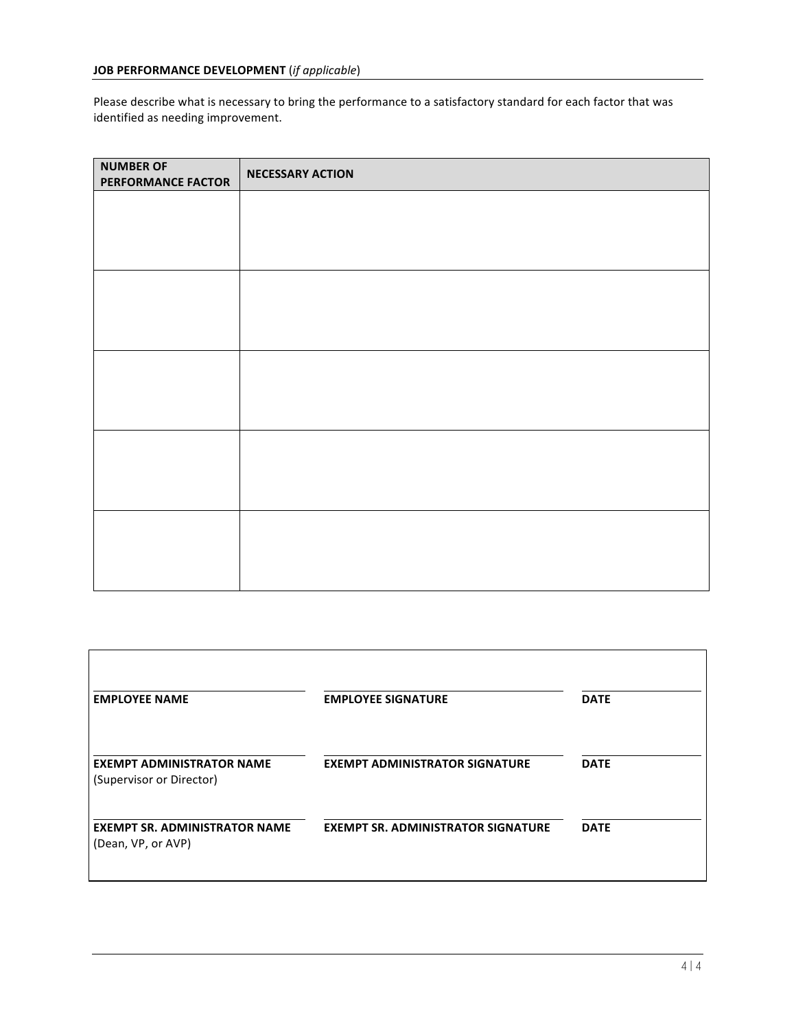**JOB PERFORMANCE DEVELOPMENT** (*if applicable*)

Please describe what is necessary to bring the performance to a satisfactory standard for each factor that was identified as needing improvement.

| NUMBER OF PERFORMANCE FACTOR | NECESSARY ACTION |
|---|---|
| | |
| | |
| | |
| | |
| | |

| | | |
|---|---|---|
| **EMPLOYEE NAME** | **EMPLOYEE SIGNATURE** | **DATE** |
| **EXEMPT ADMINISTRATOR NAME** (Supervisor or Director) | **EXEMPT ADMINISTRATOR SIGNATURE** | **DATE** |
| **EXEMPT SR. ADMINISTRATOR NAME** (Dean, VP, or AVP) | **EXEMPT SR. ADMINISTRATOR SIGNATURE** | **DATE** |